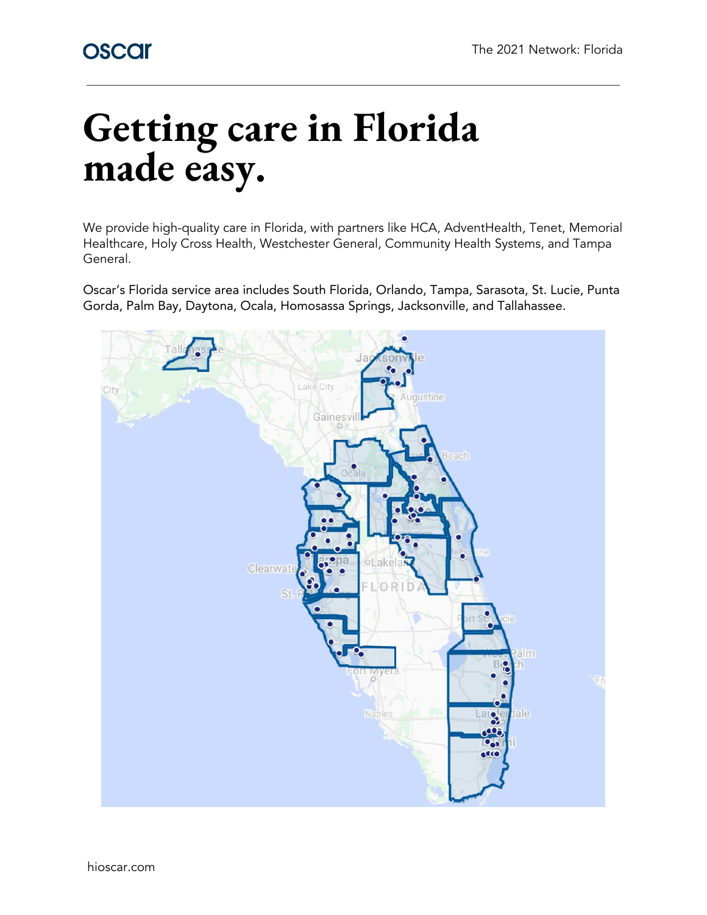# Getting care in Florida made easy.

We provide high-quality care in Florida, with partners like HCA, AdventHealth, Tenet, Memorial Healthcare, Holy Cross Health, Westchester General, Community Health Systems, and Tampa General.

Oscar's Florida service area includes South Florida, Orlando, Tampa, Sarasota, St. Lucie, Punta Gorda, Palm Bay, Daytona, Ocala, Homosassa Springs, Jacksonville, and Tallahassee.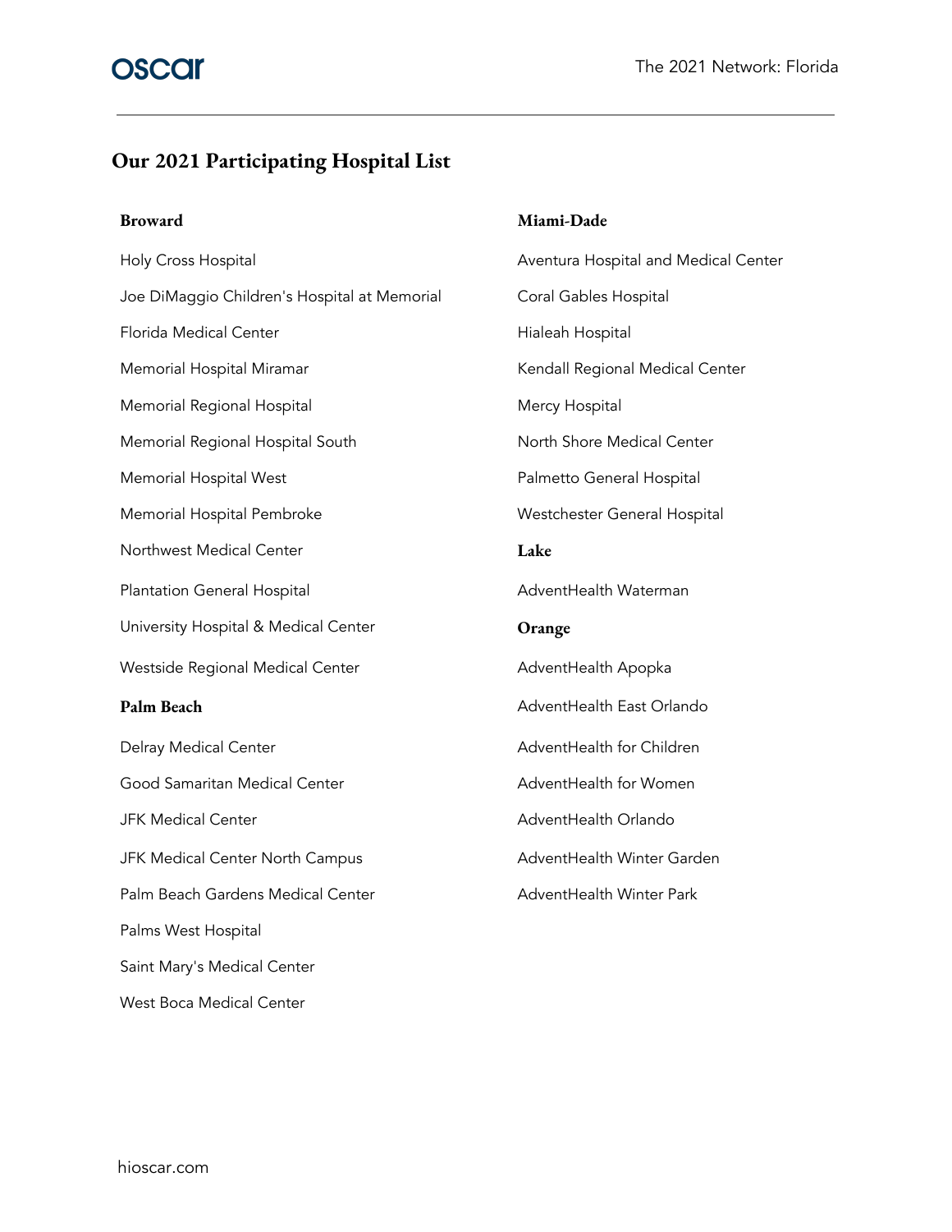## Our 2021 Participating Hospital List

### Broward

Holy Cross Hospital

Joe DiMaggio Children's Hospital at Memorial

Florida Medical Center

Memorial Hospital Miramar

Memorial Regional Hospital

Memorial Regional Hospital South

Memorial Hospital West

Memorial Hospital Pembroke

Northwest Medical Center

Plantation General Hospital

University Hospital & Medical Center

Westside Regional Medical Center

### Palm Beach

Delray Medical Center

Good Samaritan Medical Center

JFK Medical Center

JFK Medical Center North Campus

Palm Beach Gardens Medical Center

Palms West Hospital

Saint Mary's Medical Center

West Boca Medical Center

### Miami-Dade

Aventura Hospital and Medical Center

Coral Gables Hospital

Hialeah Hospital

Kendall Regional Medical Center

Mercy Hospital

North Shore Medical Center

Palmetto General Hospital

Westchester General Hospital

### Lake

AdventHealth Waterman

### Orange

AdventHealth Apopka

AdventHealth East Orlando

AdventHealth for Children

AdventHealth for Women

AdventHealth Orlando

AdventHealth Winter Garden

AdventHealth Winter Park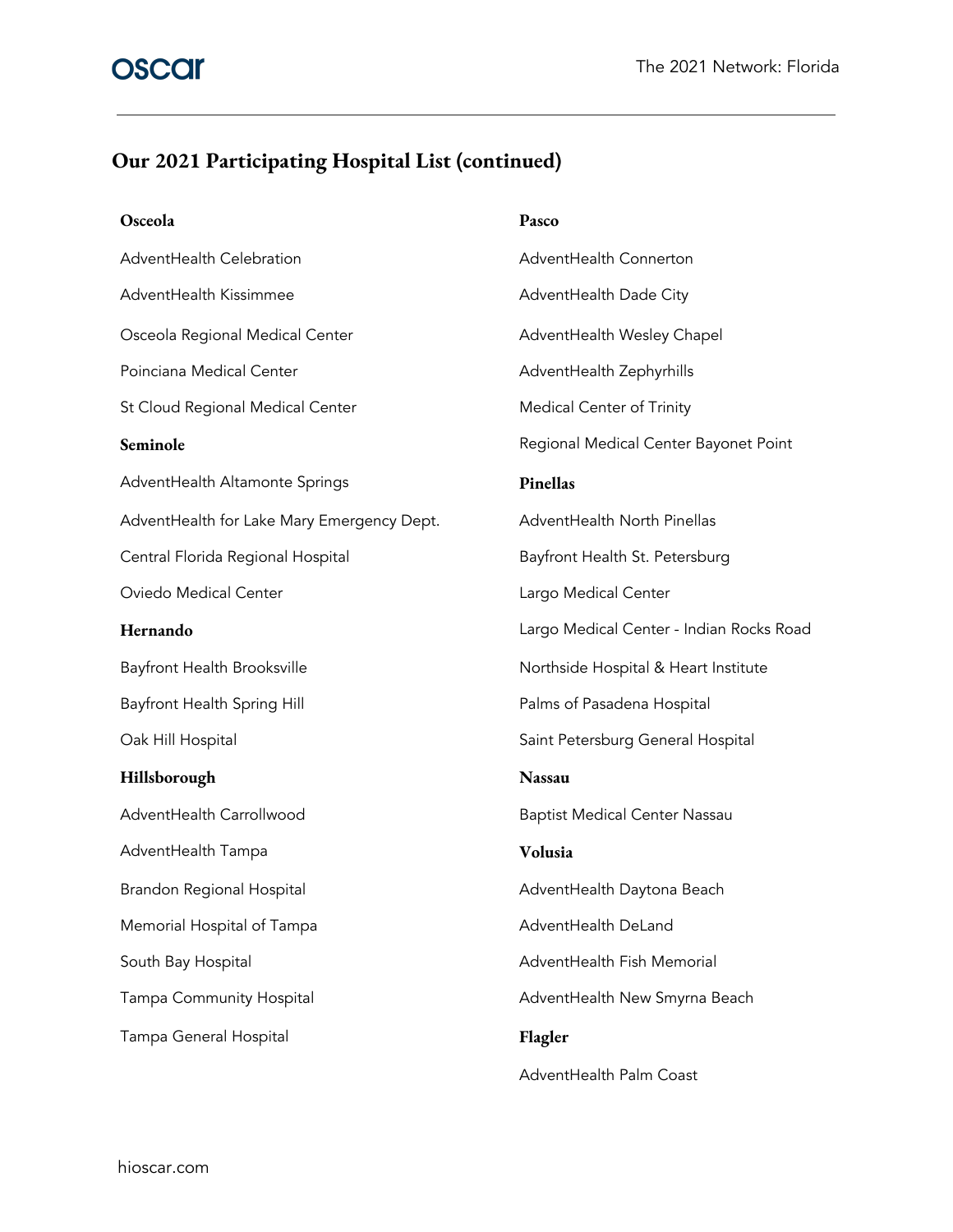## Our 2021 Participating Hospital List (continued)

**Osceola**

AdventHealth Celebration

AdventHealth Kissimmee

Osceola Regional Medical Center

Poinciana Medical Center

St Cloud Regional Medical Center

**Seminole**

AdventHealth Altamonte Springs

AdventHealth for Lake Mary Emergency Dept.

Central Florida Regional Hospital

Oviedo Medical Center

**Hernando**

Bayfront Health Brooksville

Bayfront Health Spring Hill

Oak Hill Hospital

**Hillsborough**

AdventHealth Carrollwood

AdventHealth Tampa

Brandon Regional Hospital

Memorial Hospital of Tampa

South Bay Hospital

Tampa Community Hospital

Tampa General Hospital

**Pasco**

AdventHealth Connerton

AdventHealth Dade City

AdventHealth Wesley Chapel

AdventHealth Zephyrhills

Medical Center of Trinity

Regional Medical Center Bayonet Point

**Pinellas**

AdventHealth North Pinellas

Bayfront Health St. Petersburg

Largo Medical Center

Largo Medical Center - Indian Rocks Road

Northside Hospital & Heart Institute

Palms of Pasadena Hospital

Saint Petersburg General Hospital

**Nassau**

Baptist Medical Center Nassau

**Volusia**

AdventHealth Daytona Beach

AdventHealth DeLand

AdventHealth Fish Memorial

AdventHealth New Smyrna Beach

**Flagler**

AdventHealth Palm Coast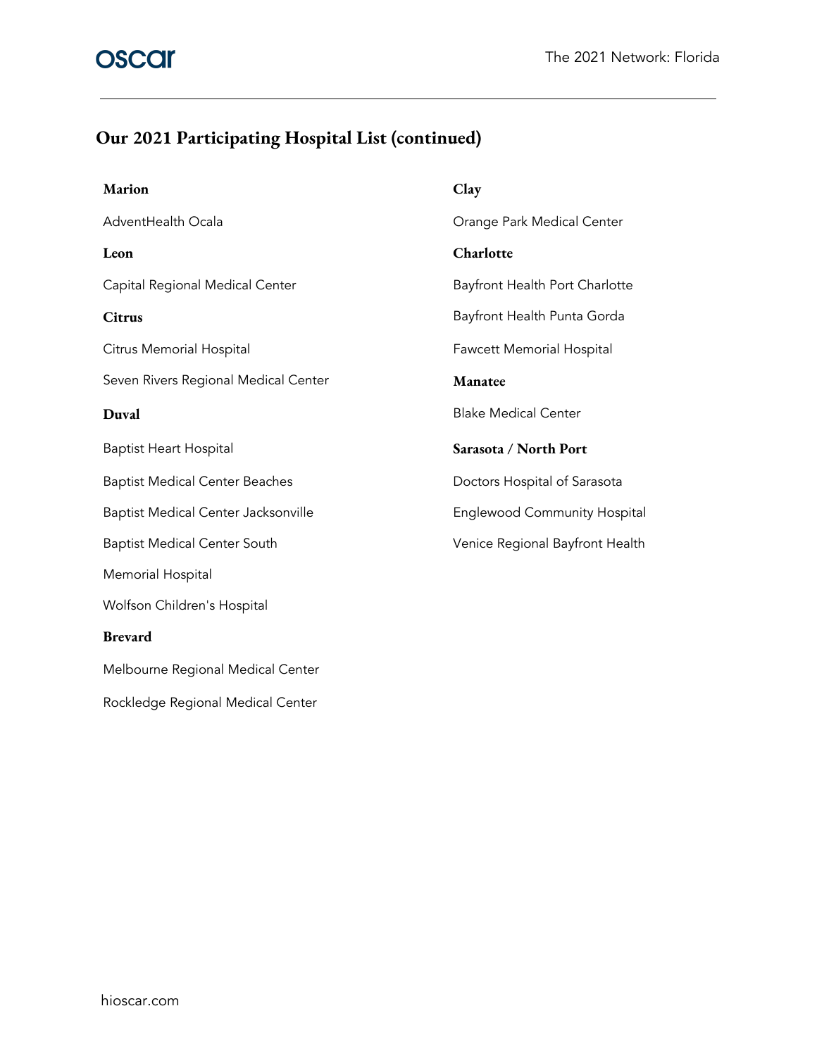## Our 2021 Participating Hospital List (continued)

**Marion**

AdventHealth Ocala

**Leon**

Capital Regional Medical Center

**Citrus**

Citrus Memorial Hospital

Seven Rivers Regional Medical Center

**Duval**

Baptist Heart Hospital

Baptist Medical Center Beaches

Baptist Medical Center Jacksonville

Baptist Medical Center South

Memorial Hospital

Wolfson Children's Hospital

**Brevard**

Melbourne Regional Medical Center

Rockledge Regional Medical Center

**Clay**

Orange Park Medical Center

**Charlotte**

Bayfront Health Port Charlotte

Bayfront Health Punta Gorda

Fawcett Memorial Hospital

**Manatee**

Blake Medical Center

**Sarasota / North Port**

Doctors Hospital of Sarasota

Englewood Community Hospital

Venice Regional Bayfront Health